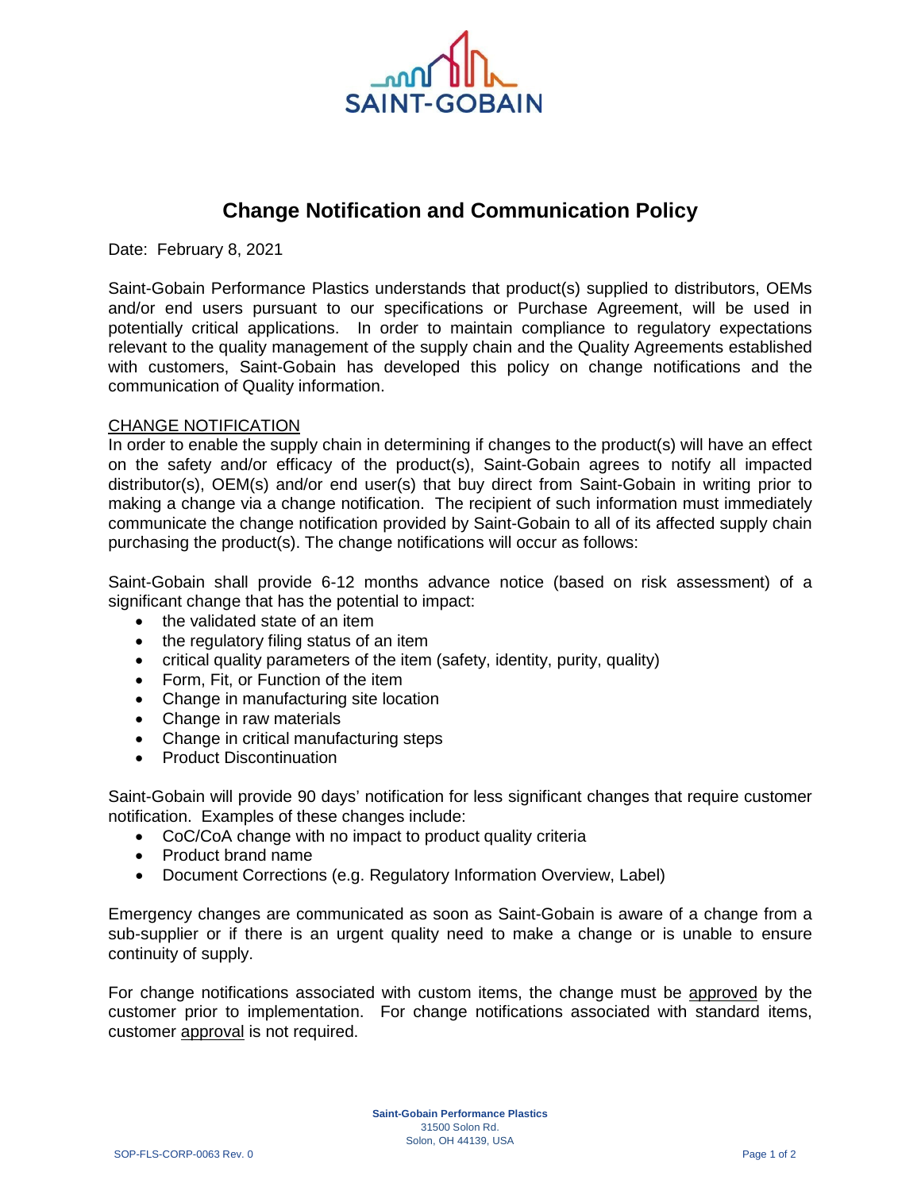# Change Notification and Communication Policy

Date: February 8, 2021

Saint-Gobain Performance Plastics understands that product(s) supplied to distributors, OEMs and/or end users pursuant to our specifications or Purchase Agreement, will be used in potentially critical applications. In order to maintain compliance to regulatory expectations relevant to the quality management of the supply chain and the Quality Agreements established with customers, Saint-Gobain has developed this policy on change notifications and the communication of Quality information.

## CHANGE NOTIFICATION

In order to enable the supply chain in determining if changes to the product(s) will have an effect on the safety and/or efficacy of the product(s), Saint-Gobain agrees to notify all impacted distributor(s), OEM(s) and/or end user(s) that buy direct from Saint-Gobain in writing prior to making a change via a change notification. The recipient of such information must immediately communicate the change notification provided by Saint-Gobain to all of its affected supply chain purchasing the product(s). The change notifications will occur as follows:

Saint-Gobain shall provide 6-12 months advance notice (based on risk assessment) of a significant change that has the potential to impact:

- the validated state of an item
- the regulatory filing status of an item
- critical quality parameters of the item (safety, identity, purity, quality)
- Form, Fit, or Function of the item
- Change in manufacturing site location
- Change in raw materials
- Change in critical manufacturing steps
- Product Discontinuation

Saint-Gobain will provide 90 days' notification for less significant changes that require customer notification. Examples of these changes include:

- CoC/CoA change with no impact to product quality criteria
- Product brand name
- Document Corrections (e.g. Regulatory Information Overview, Label)

Emergency changes are communicated as soon as Saint-Gobain is aware of a change from a sub-supplier or if there is an urgent quality need to make a change or is unable to ensure continuity of supply.

For change notifications associated with custom items, the change must be approved by the customer prior to implementation. For change notifications associated with standard items, customer approval is not required.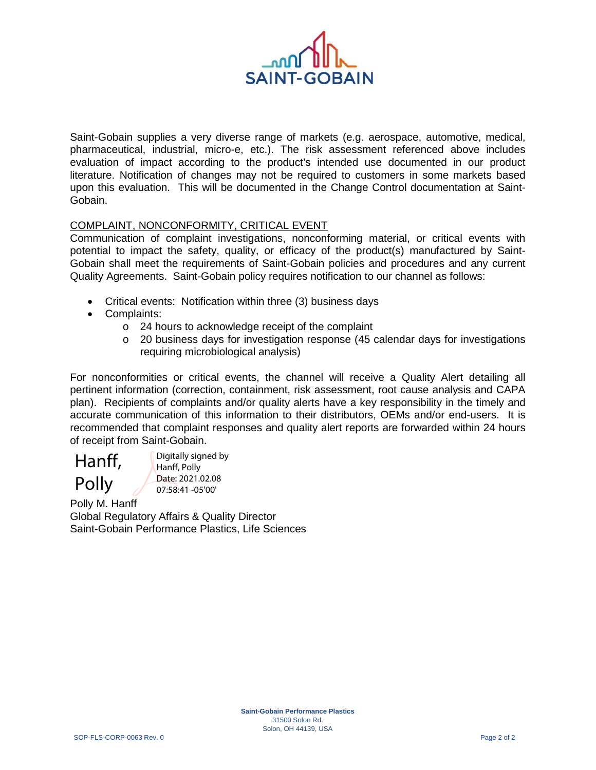Saint-Gobain supplies a very diverse range of markets (e.g. aerospace, automotive, medical, pharmaceutical, industrial, micro-e, etc.). The risk assessment referenced above includes evaluation of impact according to the product's intended use documented in our product literature. Notification of changes may not be required to customers in some markets based upon this evaluation. This will be documented in the Change Control documentation at Saint-Gobain.

<u>COMPLAINT, NONCONFORMITY, CRITICAL EVENT</u>

Communication of complaint investigations, nonconforming material, or critical events with potential to impact the safety, quality, or efficacy of the product(s) manufactured by Saint-Gobain shall meet the requirements of Saint-Gobain policies and procedures and any current Quality Agreements. Saint-Gobain policy requires notification to our channel as follows:

- Critical events: Notification within three (3) business days
- Complaints:
  - 24 hours to acknowledge receipt of the complaint
  - 20 business days for investigation response (45 calendar days for investigations requiring microbiological analysis)

For nonconformities or critical events, the channel will receive a Quality Alert detailing all pertinent information (correction, containment, risk assessment, root cause analysis and CAPA plan). Recipients of complaints and/or quality alerts have a key responsibility in the timely and accurate communication of this information to their distributors, OEMs and/or end-users. It is recommended that complaint responses and quality alert reports are forwarded within 24 hours of receipt from Saint-Gobain.

Hanff, Polly
Digitally signed by Hanff, Polly
Date: 2021.02.08 07:58:41 -05'00'

Polly M. Hanff
Global Regulatory Affairs & Quality Director
Saint-Gobain Performance Plastics, Life Sciences

**Saint-Gobain Performance Plastics**
31500 Solon Rd.
Solon, OH 44139, USA

SOP-FLS-CORP-0063 Rev. 0